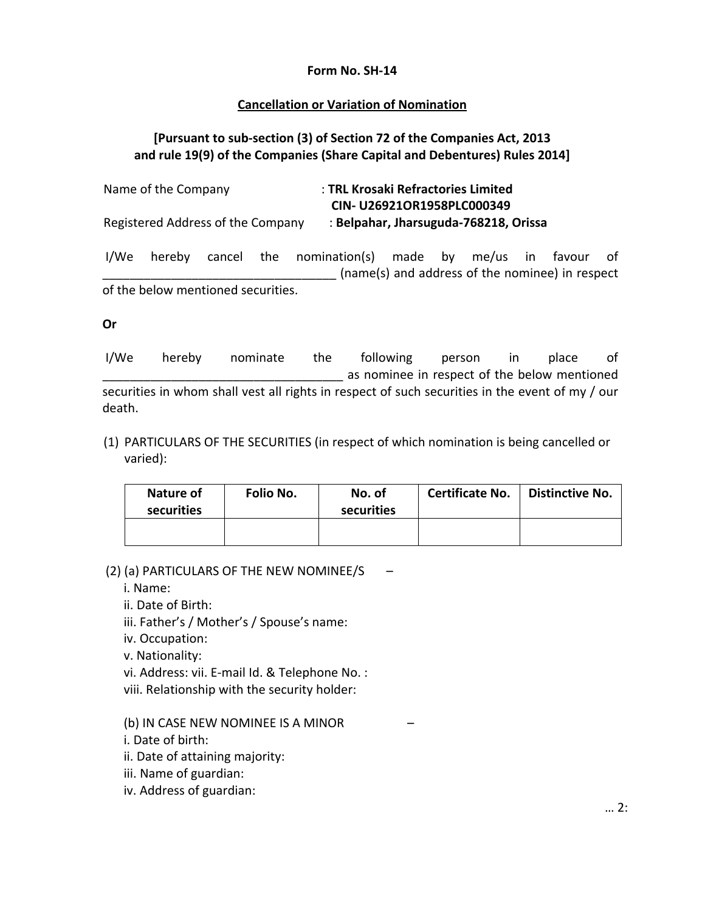**Form No. SH-14**

**Cancellation or Variation of Nomination**

**[Pursuant to sub-section (3) of Section 72 of the Companies Act, 2013 and rule 19(9) of the Companies (Share Capital and Debentures) Rules 2014]**

Name of the Company : **TRL Krosaki Refractories Limited**
**CIN- U26921OR1958PLC000349**

Registered Address of the Company : **Belpahar, Jharsuguda-768218, Orissa**

I/We hereby cancel the nomination(s) made by me/us in favour of __________________________________ (name(s) and address of the nominee) in respect of the below mentioned securities.

**Or**

I/We hereby nominate the following person in place of __________________________________ as nominee in respect of the below mentioned securities in whom shall vest all rights in respect of such securities in the event of my / our death.

(1) PARTICULARS OF THE SECURITIES (in respect of which nomination is being cancelled or varied):

| Nature of securities | Folio No. | No. of securities | Certificate No. | Distinctive No. |
|---|---|---|---|---|
| | | | | |

(2) (a) PARTICULARS OF THE NEW NOMINEE/S –

i. Name:
ii. Date of Birth:
iii. Father's / Mother's / Spouse's name:
iv. Occupation:
v. Nationality:
vi. Address: vii. E-mail Id. & Telephone No. :
viii. Relationship with the security holder:

(b) IN CASE NEW NOMINEE IS A MINOR –

i. Date of birth:
ii. Date of attaining majority:
iii. Name of guardian:
iv. Address of guardian:

… 2: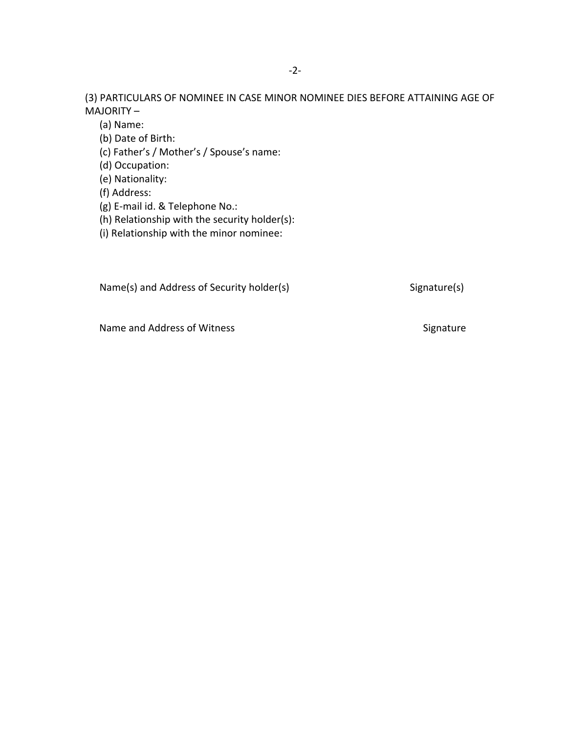(3) PARTICULARS OF NOMINEE IN CASE MINOR NOMINEE DIES BEFORE ATTAINING AGE OF MAJORITY –

(a) Name:
(b) Date of Birth:
(c) Father's / Mother's / Spouse's name:
(d) Occupation:
(e) Nationality:
(f) Address:
(g) E-mail id. & Telephone No.:
(h) Relationship with the security holder(s):
(i) Relationship with the minor nominee:

| | |
|---|---|
| Name(s) and Address of Security holder(s) | Signature(s) |
| Name and Address of Witness | Signature |